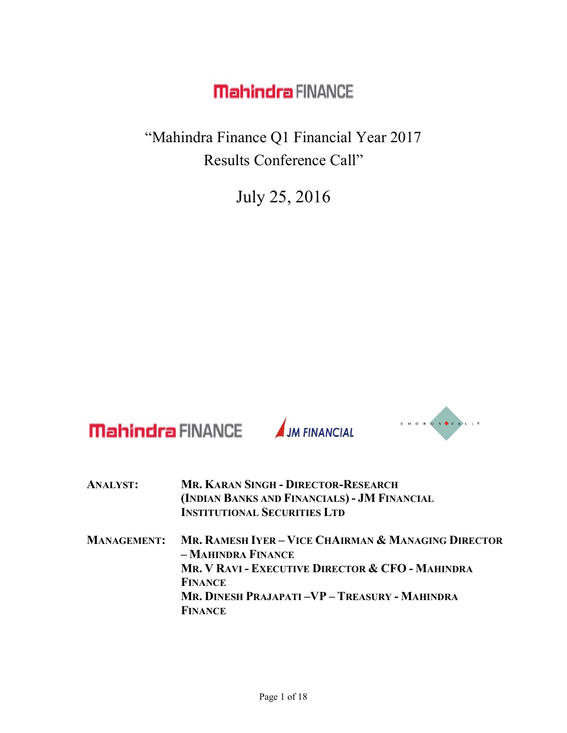# Mahindra FINANCE

## "Mahindra Finance Q1 Financial Year 2017 Results Conference Call"

## July 25, 2016

Mahindra FINANCE

JM FINANCIAL

CHORUS CALL

**ANALYST:** **MR. KARAN SINGH - DIRECTOR-RESEARCH (INDIAN BANKS AND FINANCIALS) - JM FINANCIAL INSTITUTIONAL SECURITIES LTD**

**MANAGEMENT:** **MR. RAMESH IYER – VICE CHAIRMAN & MANAGING DIRECTOR – MAHINDRA FINANCE**
**MR. V RAVI - EXECUTIVE DIRECTOR & CFO - MAHINDRA FINANCE**
**MR. DINESH PRAJAPATI –VP – TREASURY - MAHINDRA FINANCE**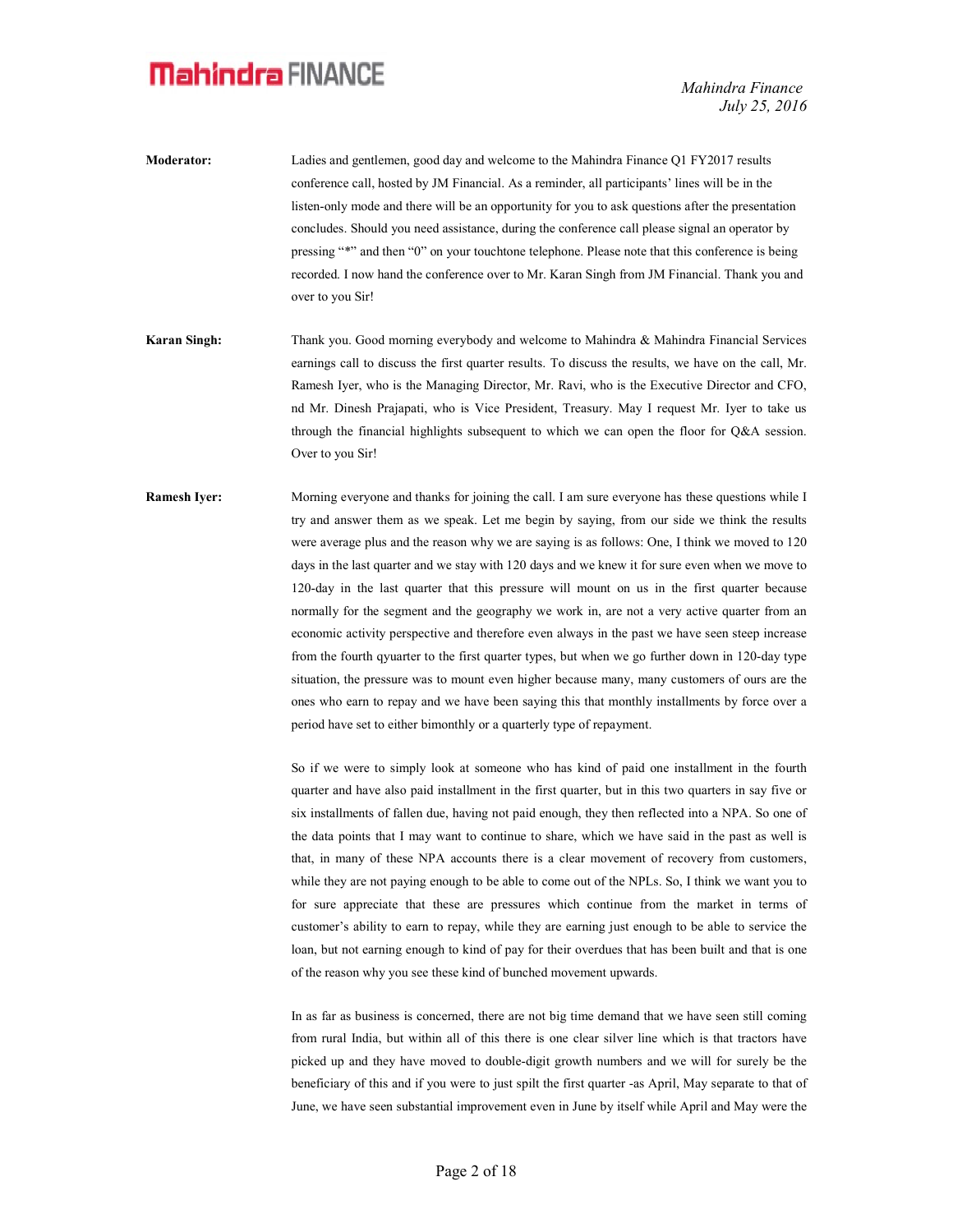**Moderator:** Ladies and gentlemen, good day and welcome to the Mahindra Finance Q1 FY2017 results conference call, hosted by JM Financial. As a reminder, all participants' lines will be in the listen-only mode and there will be an opportunity for you to ask questions after the presentation concludes. Should you need assistance, during the conference call please signal an operator by pressing "*" and then "0" on your touchtone telephone. Please note that this conference is being recorded. I now hand the conference over to Mr. Karan Singh from JM Financial. Thank you and over to you Sir!

**Karan Singh:** Thank you. Good morning everybody and welcome to Mahindra & Mahindra Financial Services earnings call to discuss the first quarter results. To discuss the results, we have on the call, Mr. Ramesh Iyer, who is the Managing Director, Mr. Ravi, who is the Executive Director and CFO, nd Mr. Dinesh Prajapati, who is Vice President, Treasury. May I request Mr. Iyer to take us through the financial highlights subsequent to which we can open the floor for Q&A session. Over to you Sir!

**Ramesh Iyer:** Morning everyone and thanks for joining the call. I am sure everyone has these questions while I try and answer them as we speak. Let me begin by saying, from our side we think the results were average plus and the reason why we are saying is as follows: One, I think we moved to 120 days in the last quarter and we stay with 120 days and we knew it for sure even when we move to 120-day in the last quarter that this pressure will mount on us in the first quarter because normally for the segment and the geography we work in, are not a very active quarter from an economic activity perspective and therefore even always in the past we have seen steep increase from the fourth qyuarter to the first quarter types, but when we go further down in 120-day type situation, the pressure was to mount even higher because many, many customers of ours are the ones who earn to repay and we have been saying this that monthly installments by force over a period have set to either bimonthly or a quarterly type of repayment.

So if we were to simply look at someone who has kind of paid one installment in the fourth quarter and have also paid installment in the first quarter, but in this two quarters in say five or six installments of fallen due, having not paid enough, they then reflected into a NPA. So one of the data points that I may want to continue to share, which we have said in the past as well is that, in many of these NPA accounts there is a clear movement of recovery from customers, while they are not paying enough to be able to come out of the NPLs. So, I think we want you to for sure appreciate that these are pressures which continue from the market in terms of customer's ability to earn to repay, while they are earning just enough to be able to service the loan, but not earning enough to kind of pay for their overdues that has been built and that is one of the reason why you see these kind of bunched movement upwards.

In as far as business is concerned, there are not big time demand that we have seen still coming from rural India, but within all of this there is one clear silver line which is that tractors have picked up and they have moved to double-digit growth numbers and we will for surely be the beneficiary of this and if you were to just spilt the first quarter -as April, May separate to that of June, we have seen substantial improvement even in June by itself while April and May were the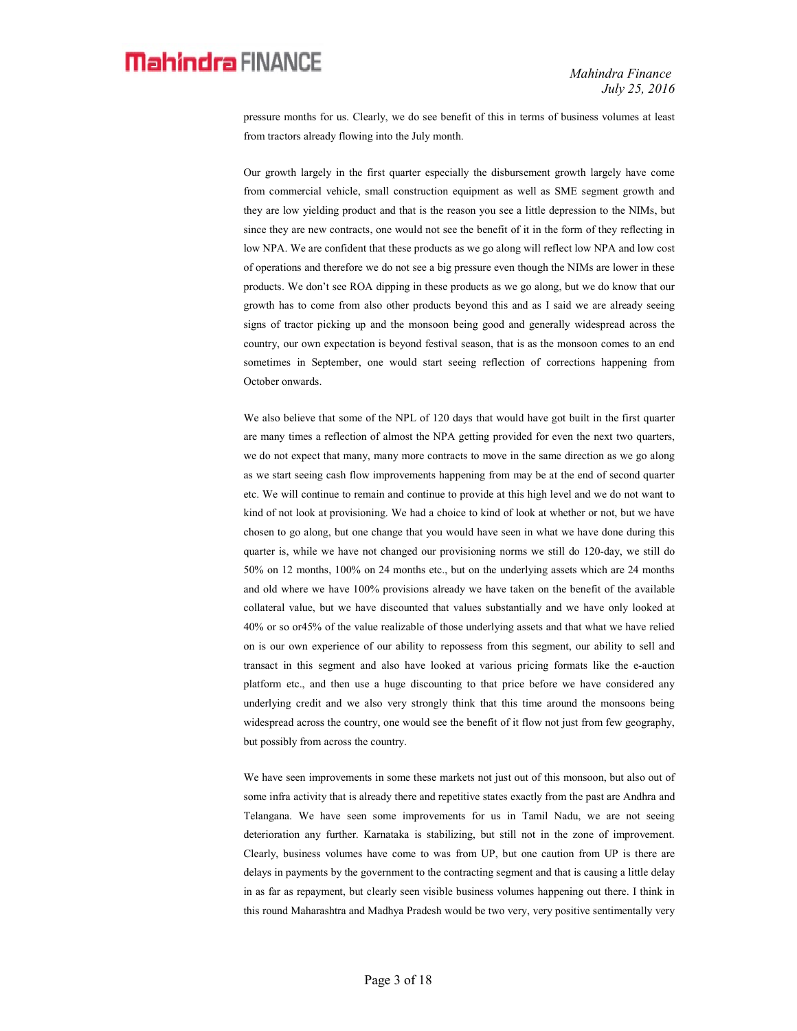pressure months for us. Clearly, we do see benefit of this in terms of business volumes at least from tractors already flowing into the July month.

Our growth largely in the first quarter especially the disbursement growth largely have come from commercial vehicle, small construction equipment as well as SME segment growth and they are low yielding product and that is the reason you see a little depression to the NIMs, but since they are new contracts, one would not see the benefit of it in the form of they reflecting in low NPA. We are confident that these products as we go along will reflect low NPA and low cost of operations and therefore we do not see a big pressure even though the NIMs are lower in these products. We don't see ROA dipping in these products as we go along, but we do know that our growth has to come from also other products beyond this and as I said we are already seeing signs of tractor picking up and the monsoon being good and generally widespread across the country, our own expectation is beyond festival season, that is as the monsoon comes to an end sometimes in September, one would start seeing reflection of corrections happening from October onwards.

We also believe that some of the NPL of 120 days that would have got built in the first quarter are many times a reflection of almost the NPA getting provided for even the next two quarters, we do not expect that many, many more contracts to move in the same direction as we go along as we start seeing cash flow improvements happening from may be at the end of second quarter etc. We will continue to remain and continue to provide at this high level and we do not want to kind of not look at provisioning. We had a choice to kind of look at whether or not, but we have chosen to go along, but one change that you would have seen in what we have done during this quarter is, while we have not changed our provisioning norms we still do 120-day, we still do 50% on 12 months, 100% on 24 months etc., but on the underlying assets which are 24 months and old where we have 100% provisions already we have taken on the benefit of the available collateral value, but we have discounted that values substantially and we have only looked at 40% or so or45% of the value realizable of those underlying assets and that what we have relied on is our own experience of our ability to repossess from this segment, our ability to sell and transact in this segment and also have looked at various pricing formats like the e-auction platform etc., and then use a huge discounting to that price before we have considered any underlying credit and we also very strongly think that this time around the monsoons being widespread across the country, one would see the benefit of it flow not just from few geography, but possibly from across the country.

We have seen improvements in some these markets not just out of this monsoon, but also out of some infra activity that is already there and repetitive states exactly from the past are Andhra and Telangana. We have seen some improvements for us in Tamil Nadu, we are not seeing deterioration any further. Karnataka is stabilizing, but still not in the zone of improvement. Clearly, business volumes have come to was from UP, but one caution from UP is there are delays in payments by the government to the contracting segment and that is causing a little delay in as far as repayment, but clearly seen visible business volumes happening out there. I think in this round Maharashtra and Madhya Pradesh would be two very, very positive sentimentally very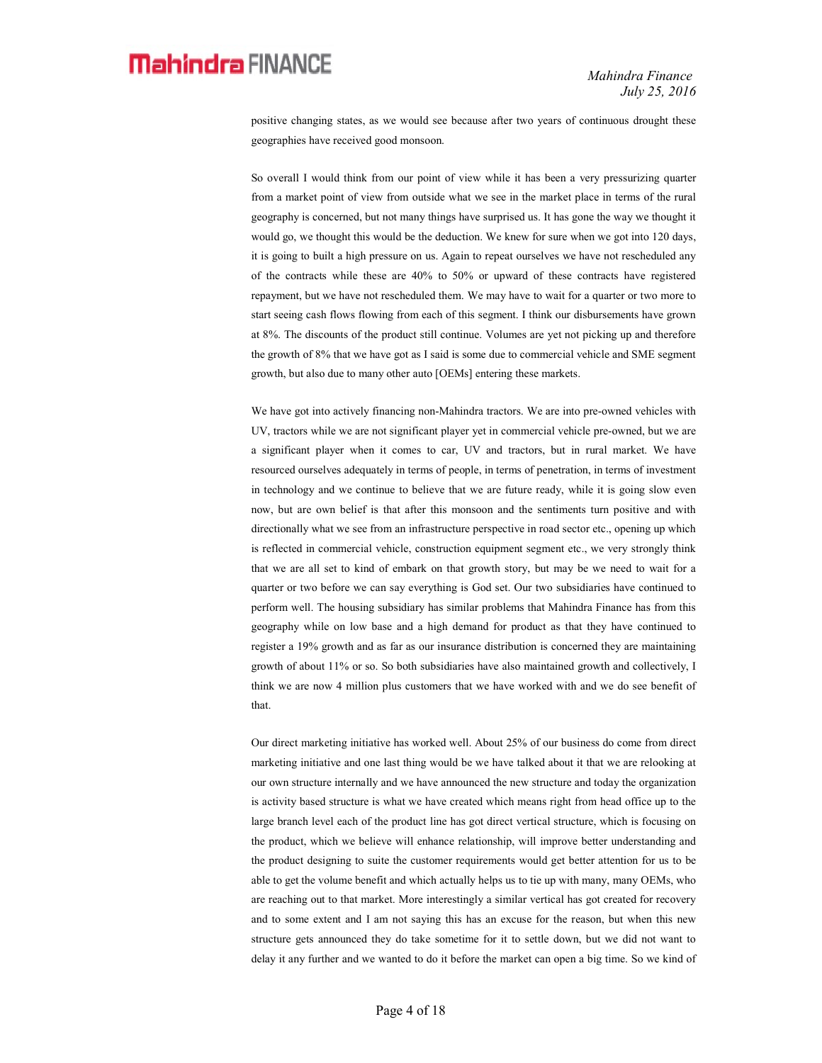positive changing states, as we would see because after two years of continuous drought these geographies have received good monsoon.

So overall I would think from our point of view while it has been a very pressurizing quarter from a market point of view from outside what we see in the market place in terms of the rural geography is concerned, but not many things have surprised us. It has gone the way we thought it would go, we thought this would be the deduction. We knew for sure when we got into 120 days, it is going to built a high pressure on us. Again to repeat ourselves we have not rescheduled any of the contracts while these are 40% to 50% or upward of these contracts have registered repayment, but we have not rescheduled them. We may have to wait for a quarter or two more to start seeing cash flows flowing from each of this segment. I think our disbursements have grown at 8%. The discounts of the product still continue. Volumes are yet not picking up and therefore the growth of 8% that we have got as I said is some due to commercial vehicle and SME segment growth, but also due to many other auto [OEMs] entering these markets.

We have got into actively financing non-Mahindra tractors. We are into pre-owned vehicles with UV, tractors while we are not significant player yet in commercial vehicle pre-owned, but we are a significant player when it comes to car, UV and tractors, but in rural market. We have resourced ourselves adequately in terms of people, in terms of penetration, in terms of investment in technology and we continue to believe that we are future ready, while it is going slow even now, but are own belief is that after this monsoon and the sentiments turn positive and with directionally what we see from an infrastructure perspective in road sector etc., opening up which is reflected in commercial vehicle, construction equipment segment etc., we very strongly think that we are all set to kind of embark on that growth story, but may be we need to wait for a quarter or two before we can say everything is God set. Our two subsidiaries have continued to perform well. The housing subsidiary has similar problems that Mahindra Finance has from this geography while on low base and a high demand for product as that they have continued to register a 19% growth and as far as our insurance distribution is concerned they are maintaining growth of about 11% or so. So both subsidiaries have also maintained growth and collectively, I think we are now 4 million plus customers that we have worked with and we do see benefit of that.

Our direct marketing initiative has worked well. About 25% of our business do come from direct marketing initiative and one last thing would be we have talked about it that we are relooking at our own structure internally and we have announced the new structure and today the organization is activity based structure is what we have created which means right from head office up to the large branch level each of the product line has got direct vertical structure, which is focusing on the product, which we believe will enhance relationship, will improve better understanding and the product designing to suite the customer requirements would get better attention for us to be able to get the volume benefit and which actually helps us to tie up with many, many OEMs, who are reaching out to that market. More interestingly a similar vertical has got created for recovery and to some extent and I am not saying this has an excuse for the reason, but when this new structure gets announced they do take sometime for it to settle down, but we did not want to delay it any further and we wanted to do it before the market can open a big time. So we kind of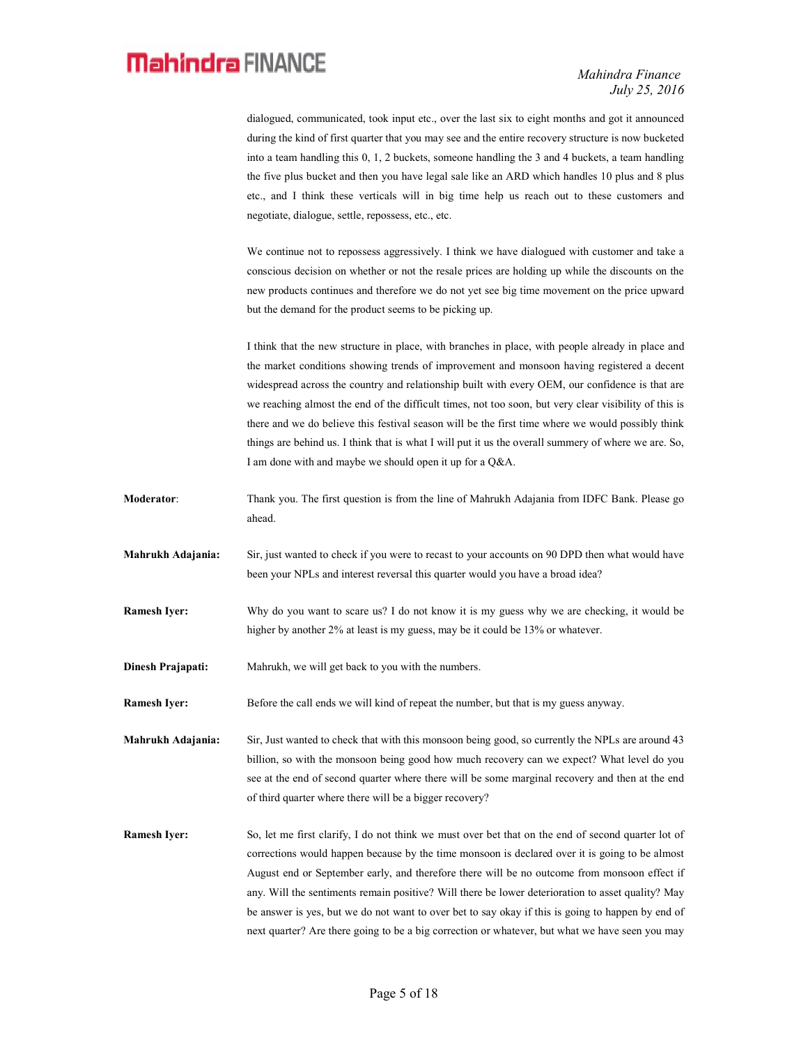dialogued, communicated, took input etc., over the last six to eight months and got it announced during the kind of first quarter that you may see and the entire recovery structure is now bucketed into a team handling this 0, 1, 2 buckets, someone handling the 3 and 4 buckets, a team handling the five plus bucket and then you have legal sale like an ARD which handles 10 plus and 8 plus etc., and I think these verticals will in big time help us reach out to these customers and negotiate, dialogue, settle, repossess, etc., etc.

We continue not to repossess aggressively. I think we have dialogued with customer and take a conscious decision on whether or not the resale prices are holding up while the discounts on the new products continues and therefore we do not yet see big time movement on the price upward but the demand for the product seems to be picking up.

I think that the new structure in place, with branches in place, with people already in place and the market conditions showing trends of improvement and monsoon having registered a decent widespread across the country and relationship built with every OEM, our confidence is that are we reaching almost the end of the difficult times, not too soon, but very clear visibility of this is there and we do believe this festival season will be the first time where we would possibly think things are behind us. I think that is what I will put it us the overall summery of where we are. So, I am done with and maybe we should open it up for a Q&A.

**Moderator**: Thank you. The first question is from the line of Mahrukh Adajania from IDFC Bank. Please go ahead.

**Mahrukh Adajania:** Sir, just wanted to check if you were to recast to your accounts on 90 DPD then what would have been your NPLs and interest reversal this quarter would you have a broad idea?

**Ramesh Iyer:** Why do you want to scare us? I do not know it is my guess why we are checking, it would be higher by another 2% at least is my guess, may be it could be 13% or whatever.

**Dinesh Prajapati:** Mahrukh, we will get back to you with the numbers.

**Ramesh Iyer:** Before the call ends we will kind of repeat the number, but that is my guess anyway.

**Mahrukh Adajania:** Sir, Just wanted to check that with this monsoon being good, so currently the NPLs are around 43 billion, so with the monsoon being good how much recovery can we expect? What level do you see at the end of second quarter where there will be some marginal recovery and then at the end of third quarter where there will be a bigger recovery?

**Ramesh Iyer:** So, let me first clarify, I do not think we must over bet that on the end of second quarter lot of corrections would happen because by the time monsoon is declared over it is going to be almost August end or September early, and therefore there will be no outcome from monsoon effect if any. Will the sentiments remain positive? Will there be lower deterioration to asset quality? May be answer is yes, but we do not want to over bet to say okay if this is going to happen by end of next quarter? Are there going to be a big correction or whatever, but what we have seen you may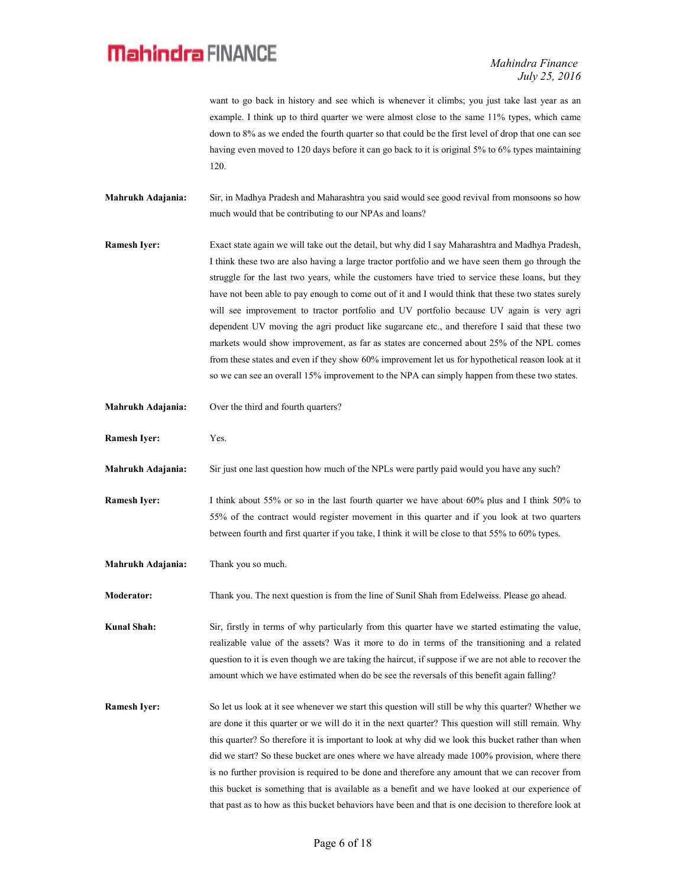want to go back in history and see which is whenever it climbs; you just take last year as an example. I think up to third quarter we were almost close to the same 11% types, which came down to 8% as we ended the fourth quarter so that could be the first level of drop that one can see having even moved to 120 days before it can go back to it is original 5% to 6% types maintaining 120.

**Mahrukh Adajania:** Sir, in Madhya Pradesh and Maharashtra you said would see good revival from monsoons so how much would that be contributing to our NPAs and loans?

**Ramesh Iyer:** Exact state again we will take out the detail, but why did I say Maharashtra and Madhya Pradesh, I think these two are also having a large tractor portfolio and we have seen them go through the struggle for the last two years, while the customers have tried to service these loans, but they have not been able to pay enough to come out of it and I would think that these two states surely will see improvement to tractor portfolio and UV portfolio because UV again is very agri dependent UV moving the agri product like sugarcane etc., and therefore I said that these two markets would show improvement, as far as states are concerned about 25% of the NPL comes from these states and even if they show 60% improvement let us for hypothetical reason look at it so we can see an overall 15% improvement to the NPA can simply happen from these two states.

**Mahrukh Adajania:** Over the third and fourth quarters?

**Ramesh Iyer:** Yes.

**Mahrukh Adajania:** Sir just one last question how much of the NPLs were partly paid would you have any such?

**Ramesh Iyer:** I think about 55% or so in the last fourth quarter we have about 60% plus and I think 50% to 55% of the contract would register movement in this quarter and if you look at two quarters between fourth and first quarter if you take, I think it will be close to that 55% to 60% types.

**Mahrukh Adajania:** Thank you so much.

**Moderator:** Thank you. The next question is from the line of Sunil Shah from Edelweiss. Please go ahead.

**Kunal Shah:** Sir, firstly in terms of why particularly from this quarter have we started estimating the value, realizable value of the assets? Was it more to do in terms of the transitioning and a related question to it is even though we are taking the haircut, if suppose if we are not able to recover the amount which we have estimated when do be see the reversals of this benefit again falling?

**Ramesh Iyer:** So let us look at it see whenever we start this question will still be why this quarter? Whether we are done it this quarter or we will do it in the next quarter? This question will still remain. Why this quarter? So therefore it is important to look at why did we look this bucket rather than when did we start? So these bucket are ones where we have already made 100% provision, where there is no further provision is required to be done and therefore any amount that we can recover from this bucket is something that is available as a benefit and we have looked at our experience of that past as to how as this bucket behaviors have been and that is one decision to therefore look at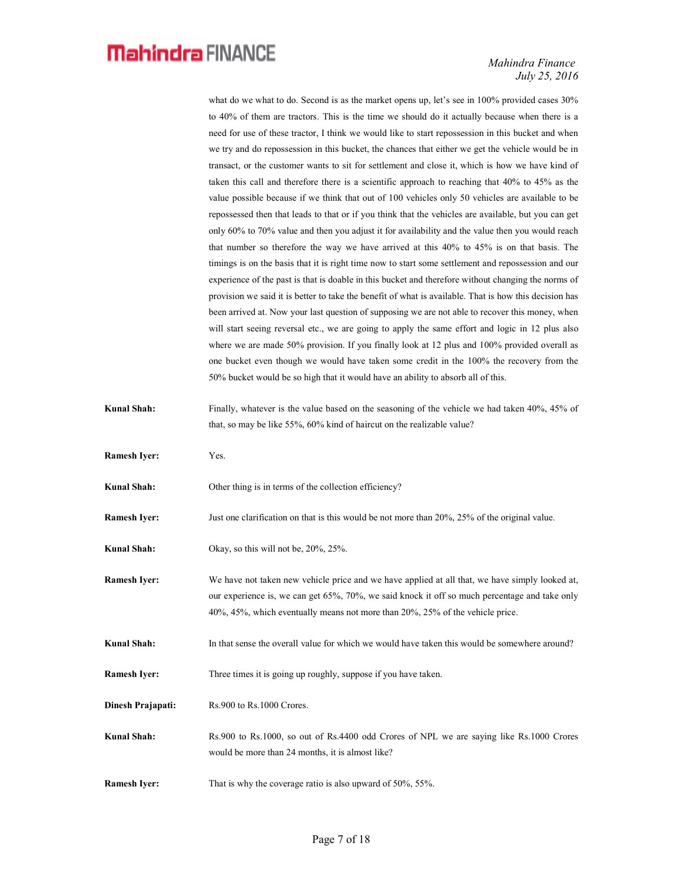what do we what to do. Second is as the market opens up, let's see in 100% provided cases 30% to 40% of them are tractors. This is the time we should do it actually because when there is a need for use of these tractor, I think we would like to start repossession in this bucket and when we try and do repossession in this bucket, the chances that either we get the vehicle would be in transact, or the customer wants to sit for settlement and close it, which is how we have kind of taken this call and therefore there is a scientific approach to reaching that 40% to 45% as the value possible because if we think that out of 100 vehicles only 50 vehicles are available to be repossessed then that leads to that or if you think that the vehicles are available, but you can get only 60% to 70% value and then you adjust it for availability and the value then you would reach that number so therefore the way we have arrived at this 40% to 45% is on that basis. The timings is on the basis that it is right time now to start some settlement and repossession and our experience of the past is that is doable in this bucket and therefore without changing the norms of provision we said it is better to take the benefit of what is available. That is how this decision has been arrived at. Now your last question of supposing we are not able to recover this money, when will start seeing reversal etc., we are going to apply the same effort and logic in 12 plus also where we are made 50% provision. If you finally look at 12 plus and 100% provided overall as one bucket even though we would have taken some credit in the 100% the recovery from the 50% bucket would be so high that it would have an ability to absorb all of this.

**Kunal Shah:** Finally, whatever is the value based on the seasoning of the vehicle we had taken 40%, 45% of that, so may be like 55%, 60% kind of haircut on the realizable value?

**Ramesh Iyer:** Yes.

**Kunal Shah:** Other thing is in terms of the collection efficiency?

**Ramesh Iyer:** Just one clarification on that is this would be not more than 20%, 25% of the original value.

**Kunal Shah:** Okay, so this will not be, 20%, 25%.

**Ramesh Iyer:** We have not taken new vehicle price and we have applied at all that, we have simply looked at, our experience is, we can get 65%, 70%, we said knock it off so much percentage and take only 40%, 45%, which eventually means not more than 20%, 25% of the vehicle price.

**Kunal Shah:** In that sense the overall value for which we would have taken this would be somewhere around?

**Ramesh Iyer:** Three times it is going up roughly, suppose if you have taken.

**Dinesh Prajapati:** Rs.900 to Rs.1000 Crores.

**Kunal Shah:** Rs.900 to Rs.1000, so out of Rs.4400 odd Crores of NPL we are saying like Rs.1000 Crores would be more than 24 months, it is almost like?

**Ramesh Iyer:** That is why the coverage ratio is also upward of 50%, 55%.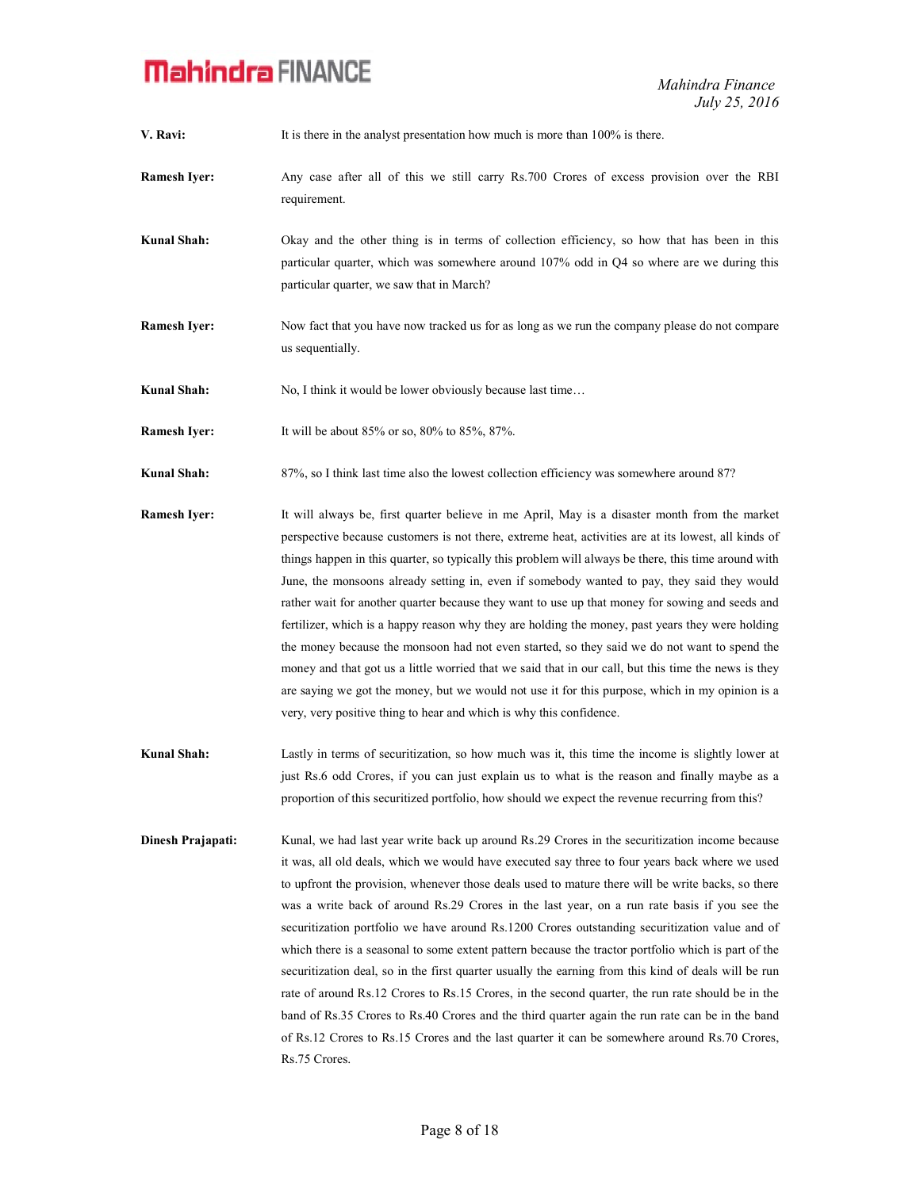**V. Ravi:** It is there in the analyst presentation how much is more than 100% is there.

**Ramesh Iyer:** Any case after all of this we still carry Rs.700 Crores of excess provision over the RBI requirement.

**Kunal Shah:** Okay and the other thing is in terms of collection efficiency, so how that has been in this particular quarter, which was somewhere around 107% odd in Q4 so where are we during this particular quarter, we saw that in March?

**Ramesh Iyer:** Now fact that you have now tracked us for as long as we run the company please do not compare us sequentially.

**Kunal Shah:** No, I think it would be lower obviously because last time…

**Ramesh Iyer:** It will be about 85% or so, 80% to 85%, 87%.

**Kunal Shah:** 87%, so I think last time also the lowest collection efficiency was somewhere around 87?

**Ramesh Iyer:** It will always be, first quarter believe in me April, May is a disaster month from the market perspective because customers is not there, extreme heat, activities are at its lowest, all kinds of things happen in this quarter, so typically this problem will always be there, this time around with June, the monsoons already setting in, even if somebody wanted to pay, they said they would rather wait for another quarter because they want to use up that money for sowing and seeds and fertilizer, which is a happy reason why they are holding the money, past years they were holding the money because the monsoon had not even started, so they said we do not want to spend the money and that got us a little worried that we said that in our call, but this time the news is they are saying we got the money, but we would not use it for this purpose, which in my opinion is a very, very positive thing to hear and which is why this confidence.

**Kunal Shah:** Lastly in terms of securitization, so how much was it, this time the income is slightly lower at just Rs.6 odd Crores, if you can just explain us to what is the reason and finally maybe as a proportion of this securitized portfolio, how should we expect the revenue recurring from this?

**Dinesh Prajapati:** Kunal, we had last year write back up around Rs.29 Crores in the securitization income because it was, all old deals, which we would have executed say three to four years back where we used to upfront the provision, whenever those deals used to mature there will be write backs, so there was a write back of around Rs.29 Crores in the last year, on a run rate basis if you see the securitization portfolio we have around Rs.1200 Crores outstanding securitization value and of which there is a seasonal to some extent pattern because the tractor portfolio which is part of the securitization deal, so in the first quarter usually the earning from this kind of deals will be run rate of around Rs.12 Crores to Rs.15 Crores, in the second quarter, the run rate should be in the band of Rs.35 Crores to Rs.40 Crores and the third quarter again the run rate can be in the band of Rs.12 Crores to Rs.15 Crores and the last quarter it can be somewhere around Rs.70 Crores, Rs.75 Crores.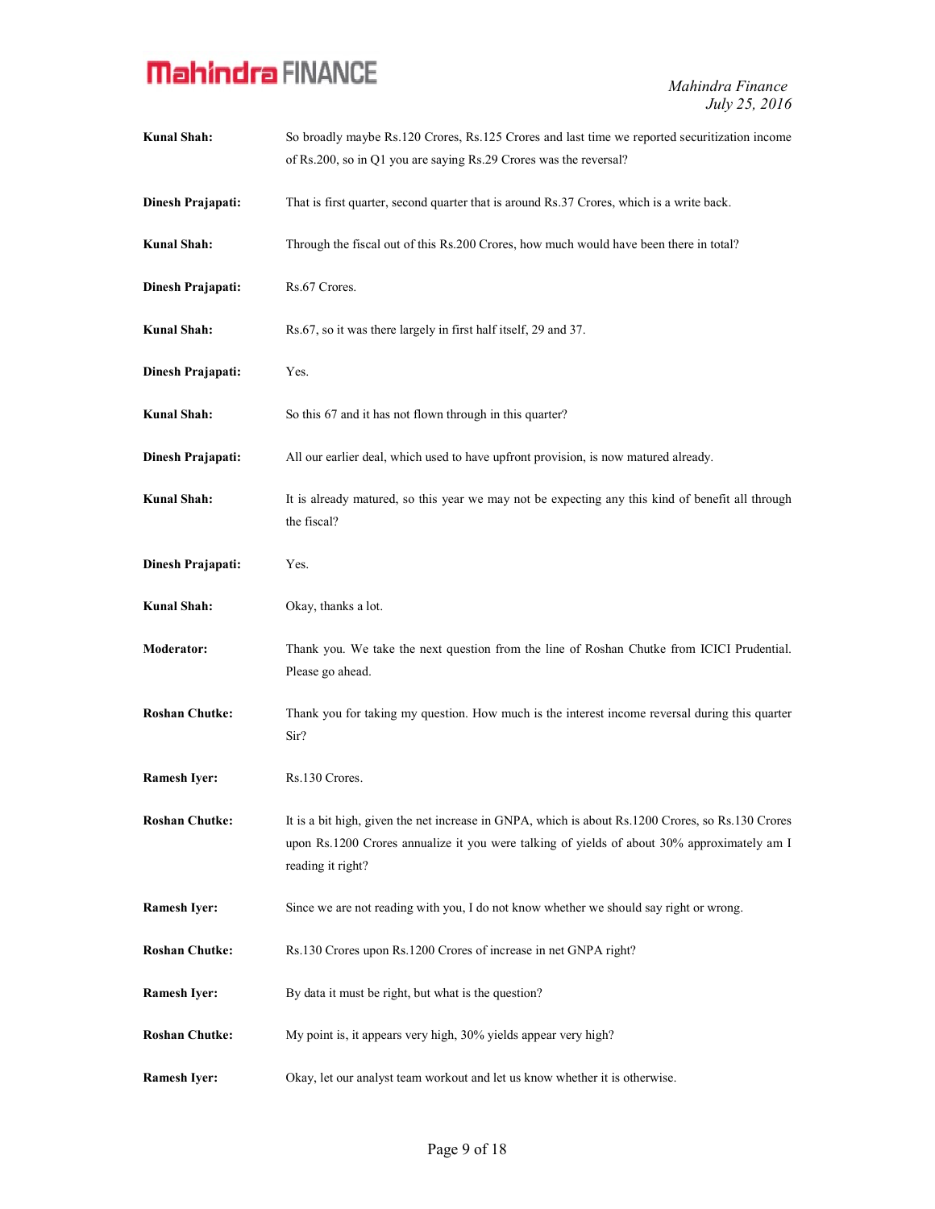**Kunal Shah:** So broadly maybe Rs.120 Crores, Rs.125 Crores and last time we reported securitization income of Rs.200, so in Q1 you are saying Rs.29 Crores was the reversal?

**Dinesh Prajapati:** That is first quarter, second quarter that is around Rs.37 Crores, which is a write back.

**Kunal Shah:** Through the fiscal out of this Rs.200 Crores, how much would have been there in total?

**Dinesh Prajapati:** Rs.67 Crores.

**Kunal Shah:** Rs.67, so it was there largely in first half itself, 29 and 37.

**Dinesh Prajapati:** Yes.

**Kunal Shah:** So this 67 and it has not flown through in this quarter?

**Dinesh Prajapati:** All our earlier deal, which used to have upfront provision, is now matured already.

**Kunal Shah:** It is already matured, so this year we may not be expecting any this kind of benefit all through the fiscal?

**Dinesh Prajapati:** Yes.

**Kunal Shah:** Okay, thanks a lot.

**Moderator:** Thank you. We take the next question from the line of Roshan Chutke from ICICI Prudential. Please go ahead.

**Roshan Chutke:** Thank you for taking my question. How much is the interest income reversal during this quarter Sir?

**Ramesh Iyer:** Rs.130 Crores.

**Roshan Chutke:** It is a bit high, given the net increase in GNPA, which is about Rs.1200 Crores, so Rs.130 Crores upon Rs.1200 Crores annualize it you were talking of yields of about 30% approximately am I reading it right?

**Ramesh Iyer:** Since we are not reading with you, I do not know whether we should say right or wrong.

**Roshan Chutke:** Rs.130 Crores upon Rs.1200 Crores of increase in net GNPA right?

**Ramesh Iyer:** By data it must be right, but what is the question?

**Roshan Chutke:** My point is, it appears very high, 30% yields appear very high?

**Ramesh Iyer:** Okay, let our analyst team workout and let us know whether it is otherwise.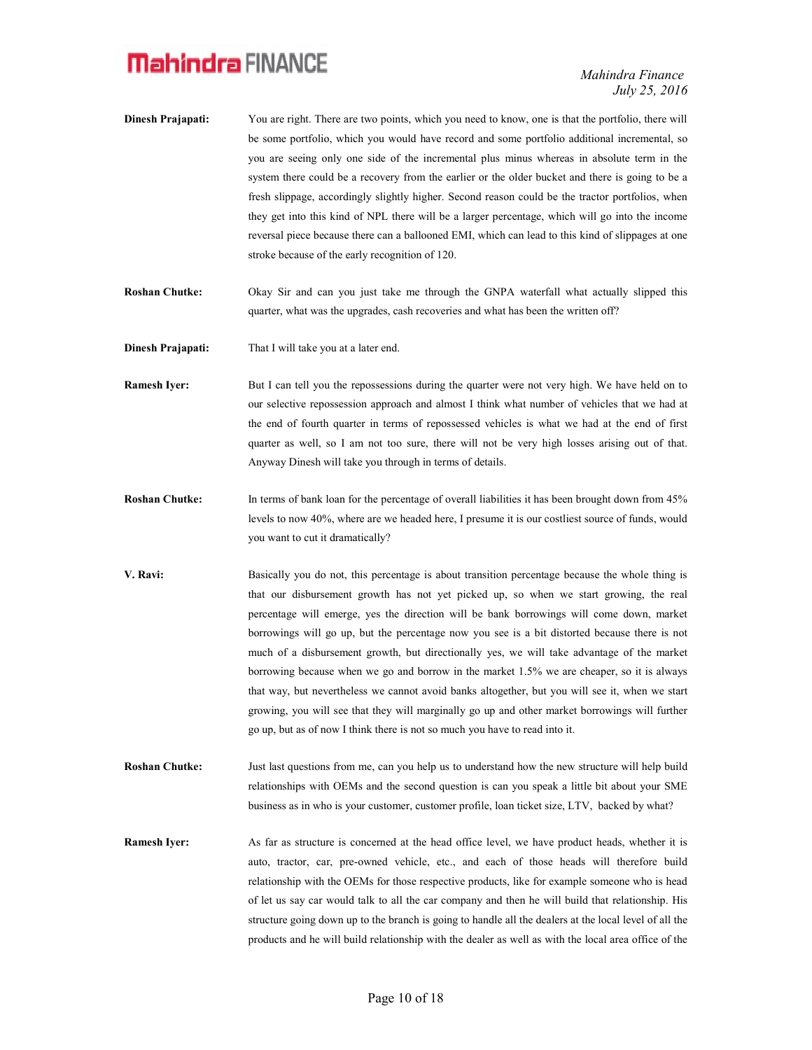**Dinesh Prajapati:** You are right. There are two points, which you need to know, one is that the portfolio, there will be some portfolio, which you would have record and some portfolio additional incremental, so you are seeing only one side of the incremental plus minus whereas in absolute term in the system there could be a recovery from the earlier or the older bucket and there is going to be a fresh slippage, accordingly slightly higher. Second reason could be the tractor portfolios, when they get into this kind of NPL there will be a larger percentage, which will go into the income reversal piece because there can a ballooned EMI, which can lead to this kind of slippages at one stroke because of the early recognition of 120.

**Roshan Chutke:** Okay Sir and can you just take me through the GNPA waterfall what actually slipped this quarter, what was the upgrades, cash recoveries and what has been the written off?

**Dinesh Prajapati:** That I will take you at a later end.

**Ramesh Iyer:** But I can tell you the repossessions during the quarter were not very high. We have held on to our selective repossession approach and almost I think what number of vehicles that we had at the end of fourth quarter in terms of repossessed vehicles is what we had at the end of first quarter as well, so I am not too sure, there will not be very high losses arising out of that. Anyway Dinesh will take you through in terms of details.

**Roshan Chutke:** In terms of bank loan for the percentage of overall liabilities it has been brought down from 45% levels to now 40%, where are we headed here, I presume it is our costliest source of funds, would you want to cut it dramatically?

**V. Ravi:** Basically you do not, this percentage is about transition percentage because the whole thing is that our disbursement growth has not yet picked up, so when we start growing, the real percentage will emerge, yes the direction will be bank borrowings will come down, market borrowings will go up, but the percentage now you see is a bit distorted because there is not much of a disbursement growth, but directionally yes, we will take advantage of the market borrowing because when we go and borrow in the market 1.5% we are cheaper, so it is always that way, but nevertheless we cannot avoid banks altogether, but you will see it, when we start growing, you will see that they will marginally go up and other market borrowings will further go up, but as of now I think there is not so much you have to read into it.

**Roshan Chutke:** Just last questions from me, can you help us to understand how the new structure will help build relationships with OEMs and the second question is can you speak a little bit about your SME business as in who is your customer, customer profile, loan ticket size, LTV, backed by what?

**Ramesh Iyer:** As far as structure is concerned at the head office level, we have product heads, whether it is auto, tractor, car, pre-owned vehicle, etc., and each of those heads will therefore build relationship with the OEMs for those respective products, like for example someone who is head of let us say car would talk to all the car company and then he will build that relationship. His structure going down up to the branch is going to handle all the dealers at the local level of all the products and he will build relationship with the dealer as well as with the local area office of the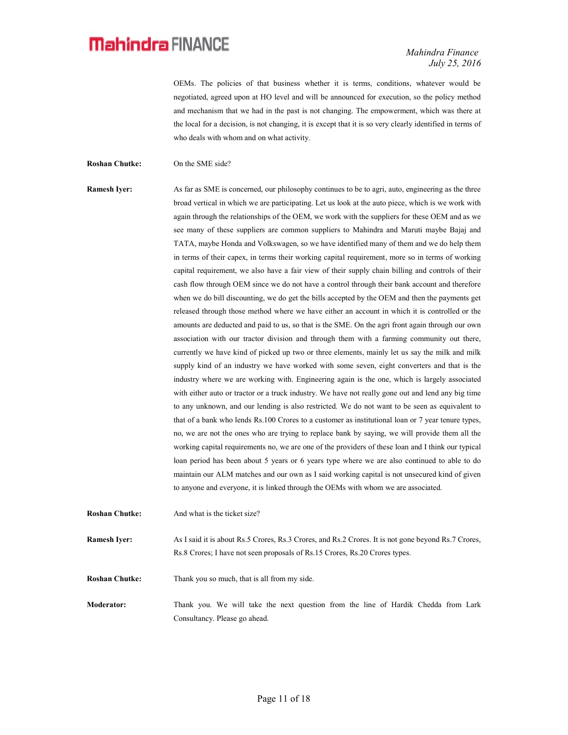OEMs. The policies of that business whether it is terms, conditions, whatever would be negotiated, agreed upon at HO level and will be announced for execution, so the policy method and mechanism that we had in the past is not changing. The empowerment, which was there at the local for a decision, is not changing, it is except that it is so very clearly identified in terms of who deals with whom and on what activity.

**Roshan Chutke:** On the SME side?

**Ramesh Iyer:** As far as SME is concerned, our philosophy continues to be to agri, auto, engineering as the three broad vertical in which we are participating. Let us look at the auto piece, which is we work with again through the relationships of the OEM, we work with the suppliers for these OEM and as we see many of these suppliers are common suppliers to Mahindra and Maruti maybe Bajaj and TATA, maybe Honda and Volkswagen, so we have identified many of them and we do help them in terms of their capex, in terms their working capital requirement, more so in terms of working capital requirement, we also have a fair view of their supply chain billing and controls of their cash flow through OEM since we do not have a control through their bank account and therefore when we do bill discounting, we do get the bills accepted by the OEM and then the payments get released through those method where we have either an account in which it is controlled or the amounts are deducted and paid to us, so that is the SME. On the agri front again through our own association with our tractor division and through them with a farming community out there, currently we have kind of picked up two or three elements, mainly let us say the milk and milk supply kind of an industry we have worked with some seven, eight converters and that is the industry where we are working with. Engineering again is the one, which is largely associated with either auto or tractor or a truck industry. We have not really gone out and lend any big time to any unknown, and our lending is also restricted. We do not want to be seen as equivalent to that of a bank who lends Rs.100 Crores to a customer as institutional loan or 7 year tenure types, no, we are not the ones who are trying to replace bank by saying, we will provide them all the working capital requirements no, we are one of the providers of these loan and I think our typical loan period has been about 5 years or 6 years type where we are also continued to able to do maintain our ALM matches and our own as I said working capital is not unsecured kind of given to anyone and everyone, it is linked through the OEMs with whom we are associated.

**Roshan Chutke:** And what is the ticket size?

**Ramesh Iyer:** As I said it is about Rs.5 Crores, Rs.3 Crores, and Rs.2 Crores. It is not gone beyond Rs.7 Crores, Rs.8 Crores; I have not seen proposals of Rs.15 Crores, Rs.20 Crores types.

**Roshan Chutke:** Thank you so much, that is all from my side.

**Moderator:** Thank you. We will take the next question from the line of Hardik Chedda from Lark Consultancy. Please go ahead.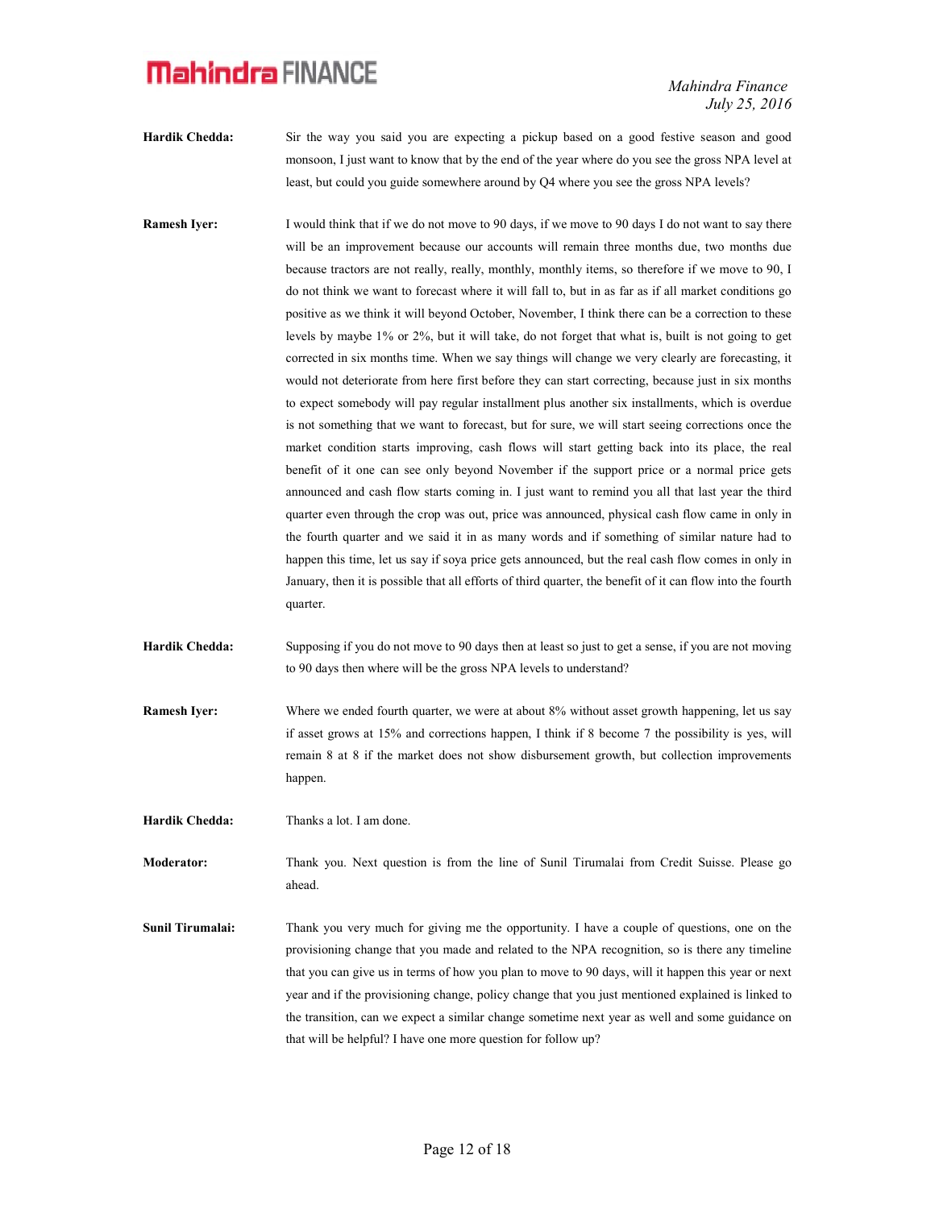**Hardik Chedda:** Sir the way you said you are expecting a pickup based on a good festive season and good monsoon, I just want to know that by the end of the year where do you see the gross NPA level at least, but could you guide somewhere around by Q4 where you see the gross NPA levels?

**Ramesh Iyer:** I would think that if we do not move to 90 days, if we move to 90 days I do not want to say there will be an improvement because our accounts will remain three months due, two months due because tractors are not really, really, monthly, monthly items, so therefore if we move to 90, I do not think we want to forecast where it will fall to, but in as far as if all market conditions go positive as we think it will beyond October, November, I think there can be a correction to these levels by maybe 1% or 2%, but it will take, do not forget that what is, built is not going to get corrected in six months time. When we say things will change we very clearly are forecasting, it would not deteriorate from here first before they can start correcting, because just in six months to expect somebody will pay regular installment plus another six installments, which is overdue is not something that we want to forecast, but for sure, we will start seeing corrections once the market condition starts improving, cash flows will start getting back into its place, the real benefit of it one can see only beyond November if the support price or a normal price gets announced and cash flow starts coming in. I just want to remind you all that last year the third quarter even through the crop was out, price was announced, physical cash flow came in only in the fourth quarter and we said it in as many words and if something of similar nature had to happen this time, let us say if soya price gets announced, but the real cash flow comes in only in January, then it is possible that all efforts of third quarter, the benefit of it can flow into the fourth quarter.

**Hardik Chedda:** Supposing if you do not move to 90 days then at least so just to get a sense, if you are not moving to 90 days then where will be the gross NPA levels to understand?

**Ramesh Iyer:** Where we ended fourth quarter, we were at about 8% without asset growth happening, let us say if asset grows at 15% and corrections happen, I think if 8 become 7 the possibility is yes, will remain 8 at 8 if the market does not show disbursement growth, but collection improvements happen.

**Hardik Chedda:** Thanks a lot. I am done.

**Moderator:** Thank you. Next question is from the line of Sunil Tirumalai from Credit Suisse. Please go ahead.

**Sunil Tirumalai:** Thank you very much for giving me the opportunity. I have a couple of questions, one on the provisioning change that you made and related to the NPA recognition, so is there any timeline that you can give us in terms of how you plan to move to 90 days, will it happen this year or next year and if the provisioning change, policy change that you just mentioned explained is linked to the transition, can we expect a similar change sometime next year as well and some guidance on that will be helpful? I have one more question for follow up?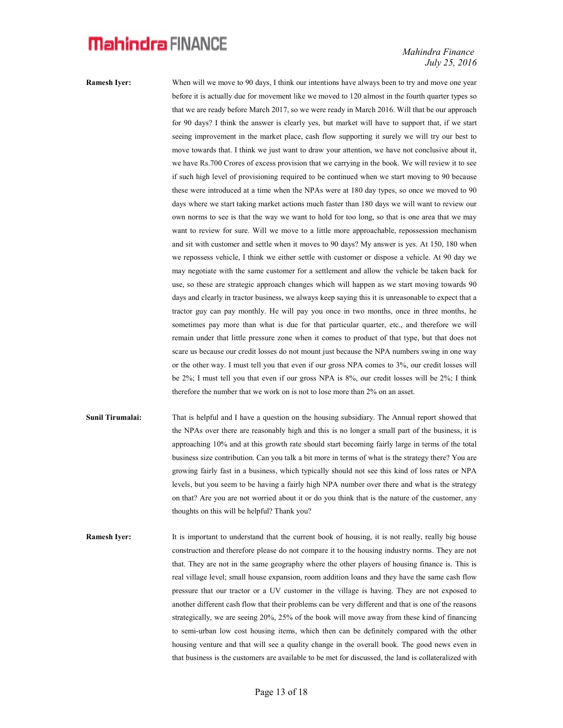**Ramesh Iyer:** When will we move to 90 days, I think our intentions have always been to try and move one year before it is actually due for movement like we moved to 120 almost in the fourth quarter types so that we are ready before March 2017, so we were ready in March 2016. Will that be our approach for 90 days? I think the answer is clearly yes, but market will have to support that, if we start seeing improvement in the market place, cash flow supporting it surely we will try our best to move towards that. I think we just want to draw your attention, we have not conclusive about it, we have Rs.700 Crores of excess provision that we carrying in the book. We will review it to see if such high level of provisioning required to be continued when we start moving to 90 because these were introduced at a time when the NPAs were at 180 day types, so once we moved to 90 days where we start taking market actions much faster than 180 days we will want to review our own norms to see is that the way we want to hold for too long, so that is one area that we may want to review for sure. Will we move to a little more approachable, repossession mechanism and sit with customer and settle when it moves to 90 days? My answer is yes. At 150, 180 when we repossess vehicle, I think we either settle with customer or dispose a vehicle. At 90 day we may negotiate with the same customer for a settlement and allow the vehicle be taken back for use, so these are strategic approach changes which will happen as we start moving towards 90 days and clearly in tractor business, we always keep saying this it is unreasonable to expect that a tractor guy can pay monthly. He will pay you once in two months, once in three months, he sometimes pay more than what is due for that particular quarter, etc., and therefore we will remain under that little pressure zone when it comes to product of that type, but that does not scare us because our credit losses do not mount just because the NPA numbers swing in one way or the other way. I must tell you that even if our gross NPA comes to 3%, our credit losses will be 2%; I must tell you that even if our gross NPA is 8%, our credit losses will be 2%; I think therefore the number that we work on is not to lose more than 2% on an asset.

**Sunil Tirumalai:** That is helpful and I have a question on the housing subsidiary. The Annual report showed that the NPAs over there are reasonably high and this is no longer a small part of the business, it is approaching 10% and at this growth rate should start becoming fairly large in terms of the total business size contribution. Can you talk a bit more in terms of what is the strategy there? You are growing fairly fast in a business, which typically should not see this kind of loss rates or NPA levels, but you seem to be having a fairly high NPA number over there and what is the strategy on that? Are you are not worried about it or do you think that is the nature of the customer, any thoughts on this will be helpful? Thank you?

**Ramesh Iyer:** It is important to understand that the current book of housing, it is not really, really big house construction and therefore please do not compare it to the housing industry norms. They are not that. They are not in the same geography where the other players of housing finance is. This is real village level; small house expansion, room addition loans and they have the same cash flow pressure that our tractor or a UV customer in the village is having. They are not exposed to another different cash flow that their problems can be very different and that is one of the reasons strategically, we are seeing 20%, 25% of the book will move away from these kind of financing to semi-urban low cost housing items, which then can be definitely compared with the other housing venture and that will see a quality change in the overall book. The good news even in that business is the customers are available to be met for discussed, the land is collateralized with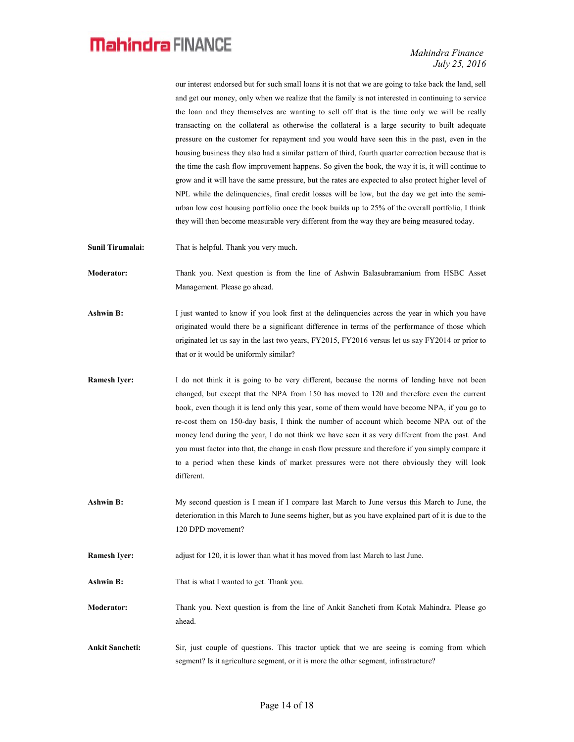our interest endorsed but for such small loans it is not that we are going to take back the land, sell and get our money, only when we realize that the family is not interested in continuing to service the loan and they themselves are wanting to sell off that is the time only we will be really transacting on the collateral as otherwise the collateral is a large security to built adequate pressure on the customer for repayment and you would have seen this in the past, even in the housing business they also had a similar pattern of third, fourth quarter correction because that is the time the cash flow improvement happens. So given the book, the way it is, it will continue to grow and it will have the same pressure, but the rates are expected to also protect higher level of NPL while the delinquencies, final credit losses will be low, but the day we get into the semi-urban low cost housing portfolio once the book builds up to 25% of the overall portfolio, I think they will then become measurable very different from the way they are being measured today.

**Sunil Tirumalai:** That is helpful. Thank you very much.

**Moderator:** Thank you. Next question is from the line of Ashwin Balasubramanium from HSBC Asset Management. Please go ahead.

**Ashwin B:** I just wanted to know if you look first at the delinquencies across the year in which you have originated would there be a significant difference in terms of the performance of those which originated let us say in the last two years, FY2015, FY2016 versus let us say FY2014 or prior to that or it would be uniformly similar?

**Ramesh Iyer:** I do not think it is going to be very different, because the norms of lending have not been changed, but except that the NPA from 150 has moved to 120 and therefore even the current book, even though it is lend only this year, some of them would have become NPA, if you go to re-cost them on 150-day basis, I think the number of account which become NPA out of the money lend during the year, I do not think we have seen it as very different from the past. And you must factor into that, the change in cash flow pressure and therefore if you simply compare it to a period when these kinds of market pressures were not there obviously they will look different.

**Ashwin B:** My second question is I mean if I compare last March to June versus this March to June, the deterioration in this March to June seems higher, but as you have explained part of it is due to the 120 DPD movement?

**Ramesh Iyer:** adjust for 120, it is lower than what it has moved from last March to last June.

**Ashwin B:** That is what I wanted to get. Thank you.

**Moderator:** Thank you. Next question is from the line of Ankit Sancheti from Kotak Mahindra. Please go ahead.

**Ankit Sancheti:** Sir, just couple of questions. This tractor uptick that we are seeing is coming from which segment? Is it agriculture segment, or it is more the other segment, infrastructure?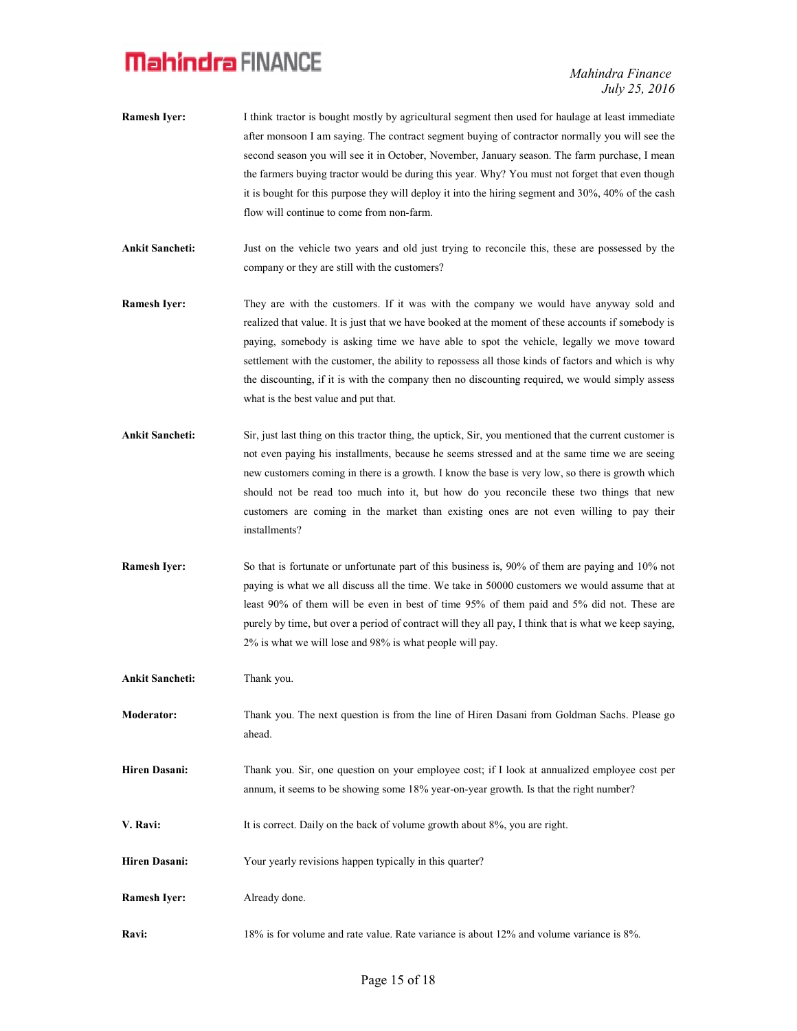**Ramesh Iyer:** I think tractor is bought mostly by agricultural segment then used for haulage at least immediate after monsoon I am saying. The contract segment buying of contractor normally you will see the second season you will see it in October, November, January season. The farm purchase, I mean the farmers buying tractor would be during this year. Why? You must not forget that even though it is bought for this purpose they will deploy it into the hiring segment and 30%, 40% of the cash flow will continue to come from non-farm.

**Ankit Sancheti:** Just on the vehicle two years and old just trying to reconcile this, these are possessed by the company or they are still with the customers?

**Ramesh Iyer:** They are with the customers. If it was with the company we would have anyway sold and realized that value. It is just that we have booked at the moment of these accounts if somebody is paying, somebody is asking time we have able to spot the vehicle, legally we move toward settlement with the customer, the ability to repossess all those kinds of factors and which is why the discounting, if it is with the company then no discounting required, we would simply assess what is the best value and put that.

**Ankit Sancheti:** Sir, just last thing on this tractor thing, the uptick, Sir, you mentioned that the current customer is not even paying his installments, because he seems stressed and at the same time we are seeing new customers coming in there is a growth. I know the base is very low, so there is growth which should not be read too much into it, but how do you reconcile these two things that new customers are coming in the market than existing ones are not even willing to pay their installments?

**Ramesh Iyer:** So that is fortunate or unfortunate part of this business is, 90% of them are paying and 10% not paying is what we all discuss all the time. We take in 50000 customers we would assume that at least 90% of them will be even in best of time 95% of them paid and 5% did not. These are purely by time, but over a period of contract will they all pay, I think that is what we keep saying, 2% is what we will lose and 98% is what people will pay.

**Ankit Sancheti:** Thank you.

**Moderator:** Thank you. The next question is from the line of Hiren Dasani from Goldman Sachs. Please go ahead.

**Hiren Dasani:** Thank you. Sir, one question on your employee cost; if I look at annualized employee cost per annum, it seems to be showing some 18% year-on-year growth. Is that the right number?

**V. Ravi:** It is correct. Daily on the back of volume growth about 8%, you are right.

**Hiren Dasani:** Your yearly revisions happen typically in this quarter?

**Ramesh Iyer:** Already done.

**Ravi:** 18% is for volume and rate value. Rate variance is about 12% and volume variance is 8%.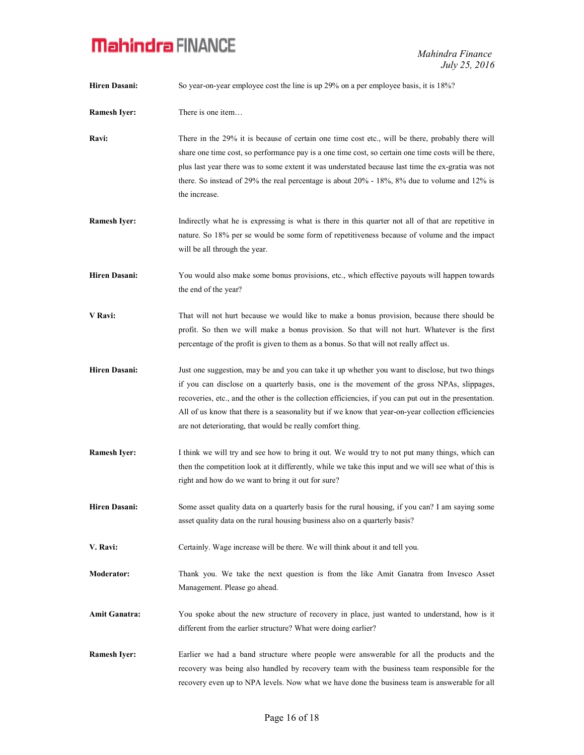**Hiren Dasani:** So year-on-year employee cost the line is up 29% on a per employee basis, it is 18%?

**Ramesh Iyer:** There is one item…

**Ravi:** There in the 29% it is because of certain one time cost etc., will be there, probably there will share one time cost, so performance pay is a one time cost, so certain one time costs will be there, plus last year there was to some extent it was understated because last time the ex-gratia was not there. So instead of 29% the real percentage is about 20% - 18%, 8% due to volume and 12% is the increase.

**Ramesh Iyer:** Indirectly what he is expressing is what is there in this quarter not all of that are repetitive in nature. So 18% per se would be some form of repetitiveness because of volume and the impact will be all through the year.

**Hiren Dasani:** You would also make some bonus provisions, etc., which effective payouts will happen towards the end of the year?

**V Ravi:** That will not hurt because we would like to make a bonus provision, because there should be profit. So then we will make a bonus provision. So that will not hurt. Whatever is the first percentage of the profit is given to them as a bonus. So that will not really affect us.

**Hiren Dasani:** Just one suggestion, may be and you can take it up whether you want to disclose, but two things if you can disclose on a quarterly basis, one is the movement of the gross NPAs, slippages, recoveries, etc., and the other is the collection efficiencies, if you can put out in the presentation. All of us know that there is a seasonality but if we know that year-on-year collection efficiencies are not deteriorating, that would be really comfort thing.

**Ramesh Iyer:** I think we will try and see how to bring it out. We would try to not put many things, which can then the competition look at it differently, while we take this input and we will see what of this is right and how do we want to bring it out for sure?

**Hiren Dasani:** Some asset quality data on a quarterly basis for the rural housing, if you can? I am saying some asset quality data on the rural housing business also on a quarterly basis?

**V. Ravi:** Certainly. Wage increase will be there. We will think about it and tell you.

**Moderator:** Thank you. We take the next question is from the like Amit Ganatra from Invesco Asset Management. Please go ahead.

**Amit Ganatra:** You spoke about the new structure of recovery in place, just wanted to understand, how is it different from the earlier structure? What were doing earlier?

**Ramesh Iyer:** Earlier we had a band structure where people were answerable for all the products and the recovery was being also handled by recovery team with the business team responsible for the recovery even up to NPA levels. Now what we have done the business team is answerable for all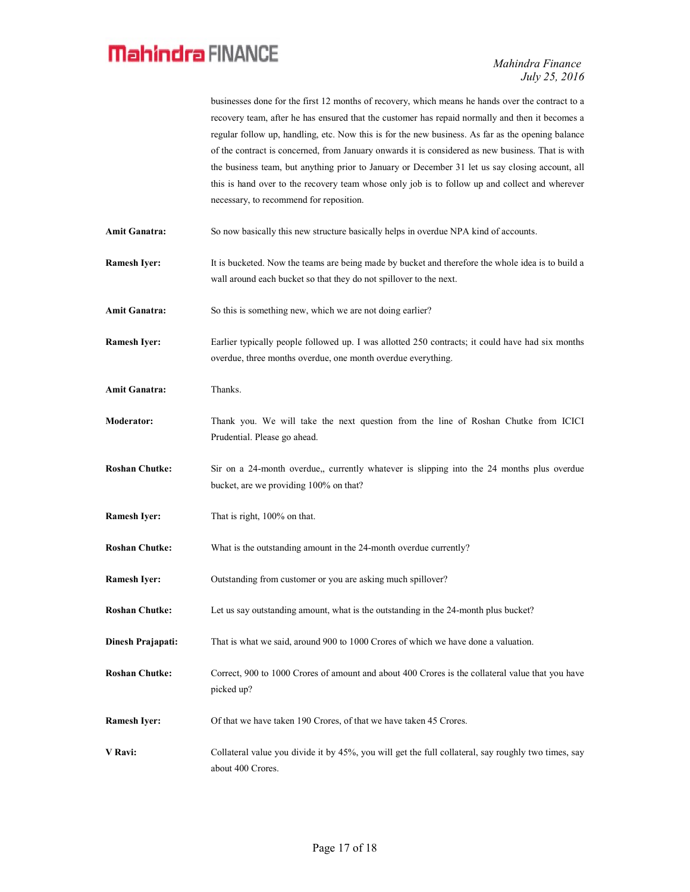businesses done for the first 12 months of recovery, which means he hands over the contract to a recovery team, after he has ensured that the customer has repaid normally and then it becomes a regular follow up, handling, etc. Now this is for the new business. As far as the opening balance of the contract is concerned, from January onwards it is considered as new business. That is with the business team, but anything prior to January or December 31 let us say closing account, all this is hand over to the recovery team whose only job is to follow up and collect and wherever necessary, to recommend for reposition.

**Amit Ganatra:** So now basically this new structure basically helps in overdue NPA kind of accounts.

**Ramesh Iyer:** It is bucketed. Now the teams are being made by bucket and therefore the whole idea is to build a wall around each bucket so that they do not spillover to the next.

**Amit Ganatra:** So this is something new, which we are not doing earlier?

**Ramesh Iyer:** Earlier typically people followed up. I was allotted 250 contracts; it could have had six months overdue, three months overdue, one month overdue everything.

**Amit Ganatra:** Thanks.

**Moderator:** Thank you. We will take the next question from the line of Roshan Chutke from ICICI Prudential. Please go ahead.

**Roshan Chutke:** Sir on a 24-month overdue,, currently whatever is slipping into the 24 months plus overdue bucket, are we providing 100% on that?

**Ramesh Iyer:** That is right, 100% on that.

**Roshan Chutke:** What is the outstanding amount in the 24-month overdue currently?

**Ramesh Iyer:** Outstanding from customer or you are asking much spillover?

**Roshan Chutke:** Let us say outstanding amount, what is the outstanding in the 24-month plus bucket?

**Dinesh Prajapati:** That is what we said, around 900 to 1000 Crores of which we have done a valuation.

**Roshan Chutke:** Correct, 900 to 1000 Crores of amount and about 400 Crores is the collateral value that you have picked up?

**Ramesh Iyer:** Of that we have taken 190 Crores, of that we have taken 45 Crores.

**V Ravi:** Collateral value you divide it by 45%, you will get the full collateral, say roughly two times, say about 400 Crores.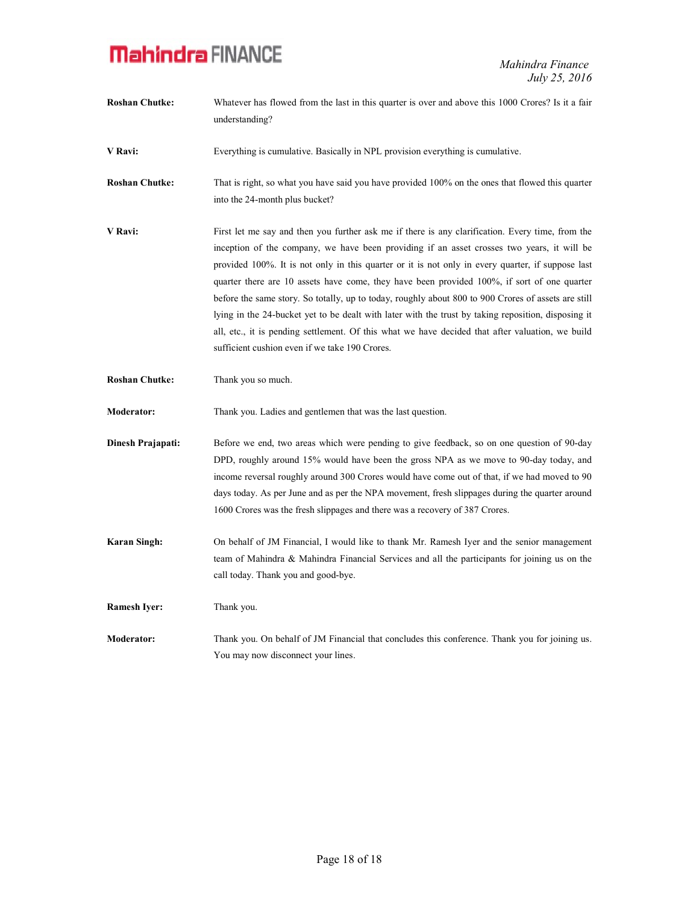**Roshan Chutke:** Whatever has flowed from the last in this quarter is over and above this 1000 Crores? Is it a fair understanding?

**V Ravi:** Everything is cumulative. Basically in NPL provision everything is cumulative.

**Roshan Chutke:** That is right, so what you have said you have provided 100% on the ones that flowed this quarter into the 24-month plus bucket?

**V Ravi:** First let me say and then you further ask me if there is any clarification. Every time, from the inception of the company, we have been providing if an asset crosses two years, it will be provided 100%. It is not only in this quarter or it is not only in every quarter, if suppose last quarter there are 10 assets have come, they have been provided 100%, if sort of one quarter before the same story. So totally, up to today, roughly about 800 to 900 Crores of assets are still lying in the 24-bucket yet to be dealt with later with the trust by taking reposition, disposing it all, etc., it is pending settlement. Of this what we have decided that after valuation, we build sufficient cushion even if we take 190 Crores.

**Roshan Chutke:** Thank you so much.

**Moderator:** Thank you. Ladies and gentlemen that was the last question.

**Dinesh Prajapati:** Before we end, two areas which were pending to give feedback, so on one question of 90-day DPD, roughly around 15% would have been the gross NPA as we move to 90-day today, and income reversal roughly around 300 Crores would have come out of that, if we had moved to 90 days today. As per June and as per the NPA movement, fresh slippages during the quarter around 1600 Crores was the fresh slippages and there was a recovery of 387 Crores.

**Karan Singh:** On behalf of JM Financial, I would like to thank Mr. Ramesh Iyer and the senior management team of Mahindra & Mahindra Financial Services and all the participants for joining us on the call today. Thank you and good-bye.

**Ramesh Iyer:** Thank you.

**Moderator:** Thank you. On behalf of JM Financial that concludes this conference. Thank you for joining us. You may now disconnect your lines.